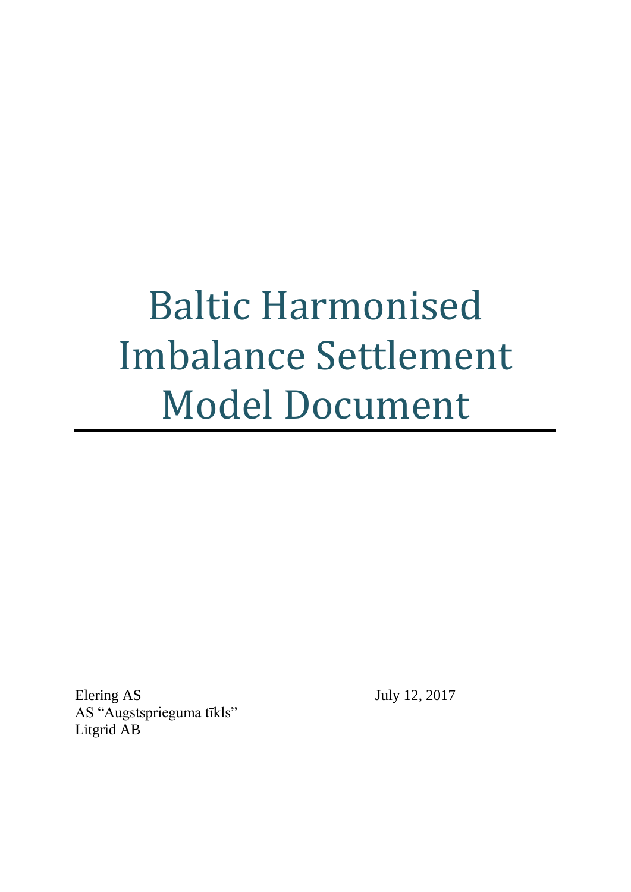# Baltic Harmonised Imbalance Settlement Model Document

Elering AS
AS "Augstsprieguma tīkls"
Litgrid AB

July 12, 2017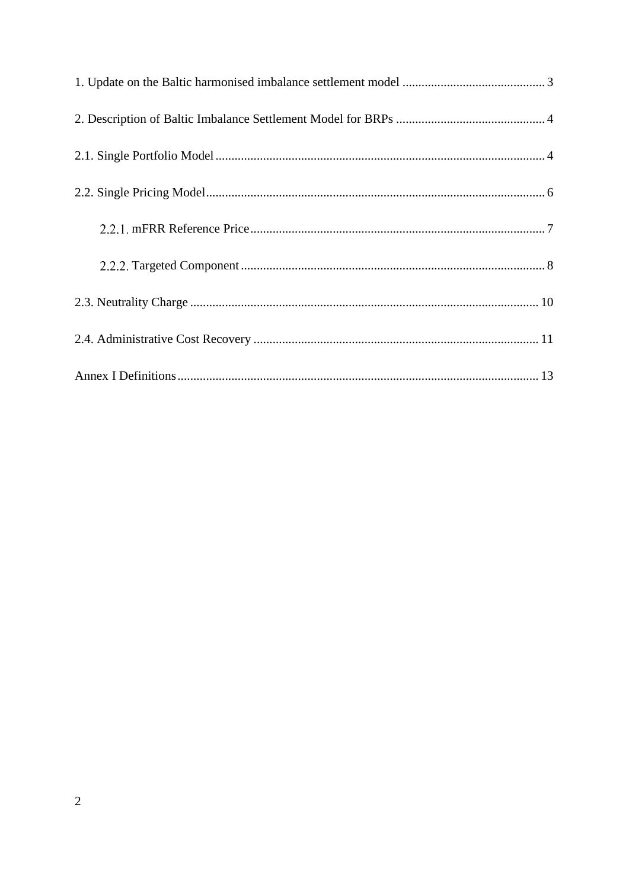1. Update on the Baltic harmonised imbalance settlement model ............................................. 3

2. Description of Baltic Imbalance Settlement Model for BRPs ............................................... 4

2.1. Single Portfolio Model ........................................................................................................ 4

2.2. Single Pricing Model........................................................................................................... 6

2.2.1. mFRR Reference Price ............................................................................................. 7

2.2.2. Targeted Component ................................................................................................ 8

2.3. Neutrality Charge .............................................................................................................. 10

2.4. Administrative Cost Recovery .......................................................................................... 11

Annex I Definitions .................................................................................................................. 13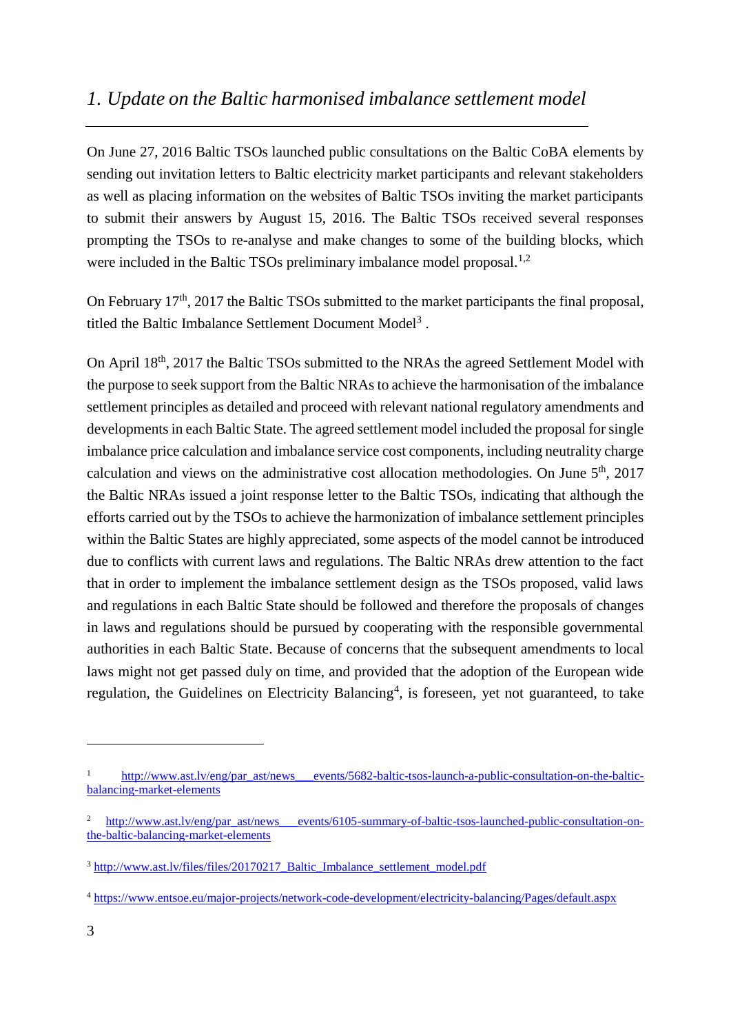# *1. Update on the Baltic harmonised imbalance settlement model*

On June 27, 2016 Baltic TSOs launched public consultations on the Baltic CoBA elements by sending out invitation letters to Baltic electricity market participants and relevant stakeholders as well as placing information on the websites of Baltic TSOs inviting the market participants to submit their answers by August 15, 2016. The Baltic TSOs received several responses prompting the TSOs to re-analyse and make changes to some of the building blocks, which were included in the Baltic TSOs preliminary imbalance model proposal.[1,2]

On February 17th, 2017 the Baltic TSOs submitted to the market participants the final proposal, titled the Baltic Imbalance Settlement Document Model[3] .

On April 18th, 2017 the Baltic TSOs submitted to the NRAs the agreed Settlement Model with the purpose to seek support from the Baltic NRAs to achieve the harmonisation of the imbalance settlement principles as detailed and proceed with relevant national regulatory amendments and developments in each Baltic State. The agreed settlement model included the proposal for single imbalance price calculation and imbalance service cost components, including neutrality charge calculation and views on the administrative cost allocation methodologies. On June 5th, 2017 the Baltic NRAs issued a joint response letter to the Baltic TSOs, indicating that although the efforts carried out by the TSOs to achieve the harmonization of imbalance settlement principles within the Baltic States are highly appreciated, some aspects of the model cannot be introduced due to conflicts with current laws and regulations. The Baltic NRAs drew attention to the fact that in order to implement the imbalance settlement design as the TSOs proposed, valid laws and regulations in each Baltic State should be followed and therefore the proposals of changes in laws and regulations should be pursued by cooperating with the responsible governmental authorities in each Baltic State. Because of concerns that the subsequent amendments to local laws might not get passed duly on time, and provided that the adoption of the European wide regulation, the Guidelines on Electricity Balancing[4], is foreseen, yet not guaranteed, to take

---

[1] http://www.ast.lv/eng/par_ast/news___events/5682-baltic-tsos-launch-a-public-consultation-on-the-baltic-balancing-market-elements

[2] http://www.ast.lv/eng/par_ast/news___events/6105-summary-of-baltic-tsos-launched-public-consultation-on-the-baltic-balancing-market-elements

[3] http://www.ast.lv/files/files/20170217_Baltic_Imbalance_settlement_model.pdf

[4] https://www.entsoe.eu/major-projects/network-code-development/electricity-balancing/Pages/default.aspx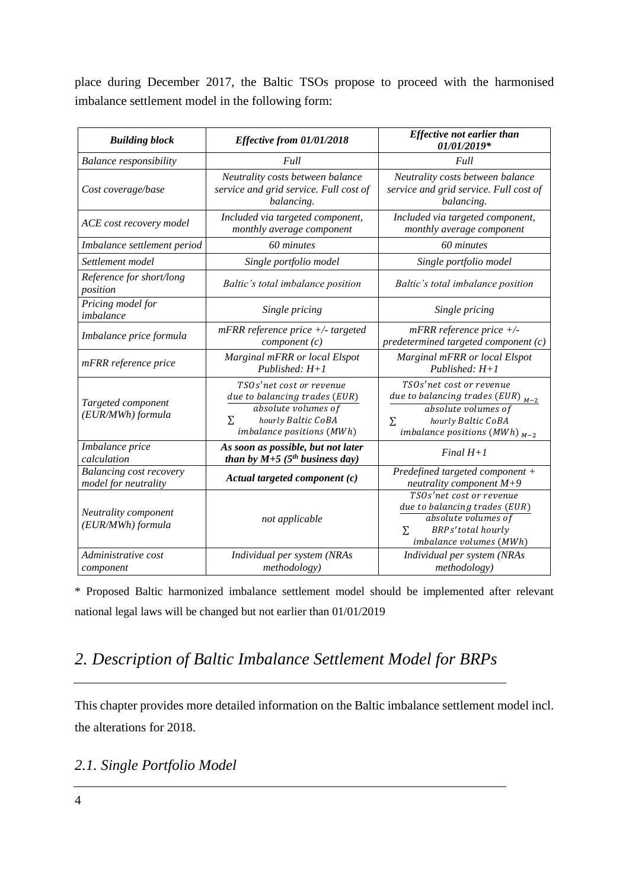place during December 2017, the Baltic TSOs propose to proceed with the harmonised imbalance settlement model in the following form:

| ***Building block*** | ***Effective from 01/01/2018*** | ***Effective not earlier than 01/01/2019**** |
|---|---|---|
| *Balance responsibility* | *Full* | *Full* |
| *Cost coverage/base* | *Neutrality costs between balance service and grid service. Full cost of balancing.* | *Neutrality costs between balance service and grid service. Full cost of balancing.* |
| *ACE cost recovery model* | *Included via targeted component, monthly average component* | *Included via targeted component, monthly average component* |
| *Imbalance settlement period* | *60 minutes* | *60 minutes* |
| *Settlement model* | *Single portfolio model* | *Single portfolio model* |
| *Reference for short/long position* | *Baltic's total imbalance position* | *Baltic's total imbalance position* |
| *Pricing model for imbalance* | *Single pricing* | *Single pricing* |
| *Imbalance price formula* | *mFRR reference price +/- targeted component (c)* | *mFRR reference price +/- predetermined targeted component (c)* |
| *mFRR reference price* | *Marginal mFRR or local Elspot Published: H+1* | *Marginal mFRR or local Elspot Published: H+1* |
| *Targeted component (EUR/MWh) formula* | $\dfrac{TSOs'\text{net cost or revenue due to balancing trades }(EUR)}{\sum \text{absolute volumes of hourly Baltic CoBA imbalance positions }(MWh)}$ | $\dfrac{TSOs'\text{net cost or revenue due to balancing trades }(EUR)_{M-2}}{\sum \text{absolute volumes of hourly Baltic CoBA imbalance positions }(MWh)_{M-2}}$ |
| *Imbalance price calculation* | ***As soon as possible, but not later than by M+5 (5th business day)*** | *Final H+1* |
| *Balancing cost recovery model for neutrality* | ***Actual targeted component (c)*** | *Predefined targeted component + neutrality component M+9* |
| *Neutrality component (EUR/MWh) formula* | *not applicable* | $\dfrac{TSOs'\text{net cost or revenue due to balancing trades }(EUR)}{\sum \text{absolute volumes of BRPs' total hourly imbalance volumes }(MWh)}$ |
| *Administrative cost component* | *Individual per system (NRAs methodology)* | *Individual per system (NRAs methodology)* |

\* Proposed Baltic harmonized imbalance settlement model should be implemented after relevant national legal laws will be changed but not earlier than 01/01/2019

## *2. Description of Baltic Imbalance Settlement Model for BRPs*

This chapter provides more detailed information on the Baltic imbalance settlement model incl. the alterations for 2018.

### *2.1. Single Portfolio Model*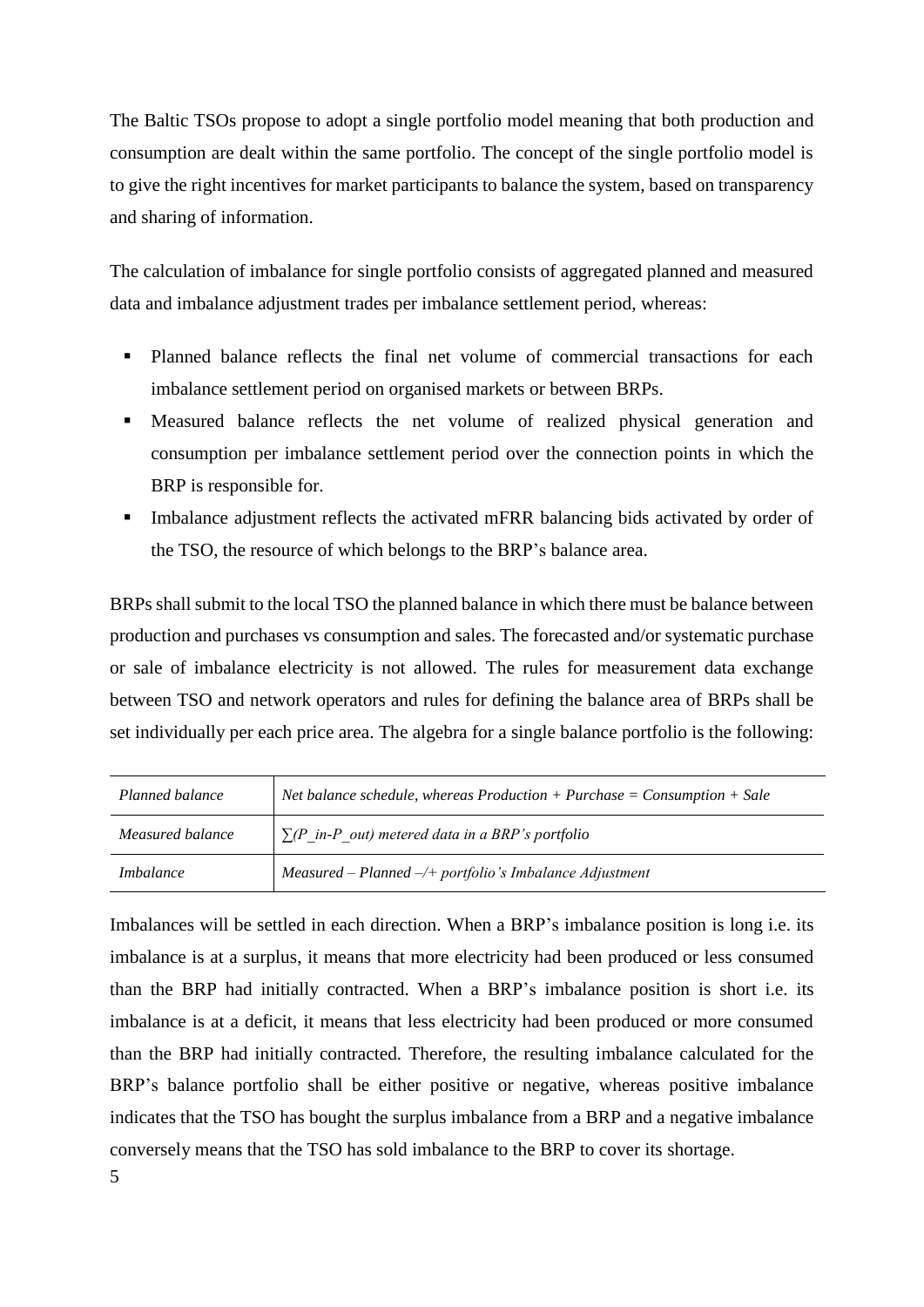The Baltic TSOs propose to adopt a single portfolio model meaning that both production and consumption are dealt within the same portfolio. The concept of the single portfolio model is to give the right incentives for market participants to balance the system, based on transparency and sharing of information.

The calculation of imbalance for single portfolio consists of aggregated planned and measured data and imbalance adjustment trades per imbalance settlement period, whereas:

- Planned balance reflects the final net volume of commercial transactions for each imbalance settlement period on organised markets or between BRPs.
- Measured balance reflects the net volume of realized physical generation and consumption per imbalance settlement period over the connection points in which the BRP is responsible for.
- Imbalance adjustment reflects the activated mFRR balancing bids activated by order of the TSO, the resource of which belongs to the BRP's balance area.

BRPs shall submit to the local TSO the planned balance in which there must be balance between production and purchases vs consumption and sales. The forecasted and/or systematic purchase or sale of imbalance electricity is not allowed. The rules for measurement data exchange between TSO and network operators and rules for defining the balance area of BRPs shall be set individually per each price area. The algebra for a single balance portfolio is the following:

| | |
|---|---|
| *Planned balance* | *Net balance schedule, whereas Production + Purchase = Consumption + Sale* |
| *Measured balance* | *$\sum(P\_in - P\_out)$ metered data in a BRP's portfolio* |
| *Imbalance* | *Measured – Planned –/+ portfolio's Imbalance Adjustment* |

Imbalances will be settled in each direction. When a BRP's imbalance position is long i.e. its imbalance is at a surplus, it means that more electricity had been produced or less consumed than the BRP had initially contracted. When a BRP's imbalance position is short i.e. its imbalance is at a deficit, it means that less electricity had been produced or more consumed than the BRP had initially contracted. Therefore, the resulting imbalance calculated for the BRP's balance portfolio shall be either positive or negative, whereas positive imbalance indicates that the TSO has bought the surplus imbalance from a BRP and a negative imbalance conversely means that the TSO has sold imbalance to the BRP to cover its shortage.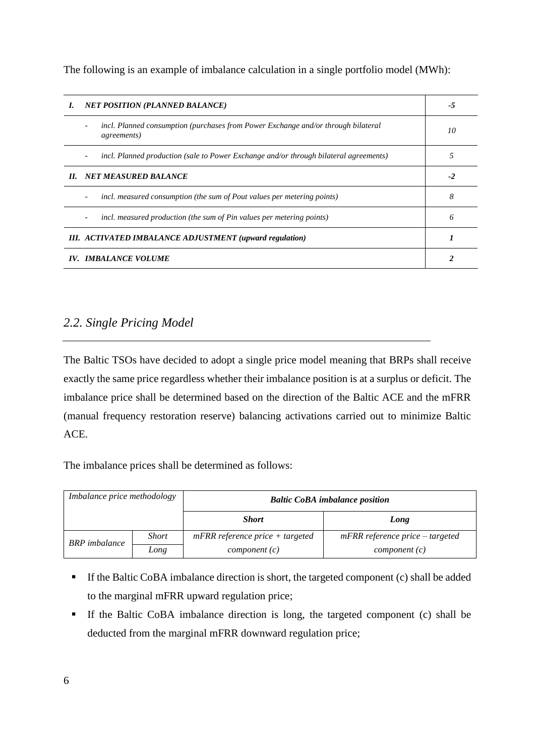The following is an example of imbalance calculation in a single portfolio model (MWh):

| | |
|---|---|
| *I. NET POSITION (PLANNED BALANCE)* | *-5* |
| - *incl. Planned consumption (purchases from Power Exchange and/or through bilateral agreements)* | *10* |
| - *incl. Planned production (sale to Power Exchange and/or through bilateral agreements)* | *5* |
| *II. NET MEASURED BALANCE* | *-2* |
| - *incl. measured consumption (the sum of Pout values per metering points)* | *8* |
| - *incl. measured production (the sum of Pin values per metering points)* | *6* |
| *III. ACTIVATED IMBALANCE ADJUSTMENT (upward regulation)* | *1* |
| *IV. IMBALANCE VOLUME* | *2* |

## *2.2. Single Pricing Model*

The Baltic TSOs have decided to adopt a single price model meaning that BRPs shall receive exactly the same price regardless whether their imbalance position is at a surplus or deficit. The imbalance price shall be determined based on the direction of the Baltic ACE and the mFRR (manual frequency restoration reserve) balancing activations carried out to minimize Baltic ACE.

The imbalance prices shall be determined as follows:

| *Imbalance price methodology* | | ***Baltic CoBA imbalance position*** | |
|---|---|---|---|
| | | ***Short*** | ***Long*** |
| *BRP imbalance* | *Short* | *mFRR reference price + targeted component (c)* | *mFRR reference price – targeted component (c)* |
| | *Long* | | |

- If the Baltic CoBA imbalance direction is short, the targeted component (c) shall be added to the marginal mFRR upward regulation price;
- If the Baltic CoBA imbalance direction is long, the targeted component (c) shall be deducted from the marginal mFRR downward regulation price;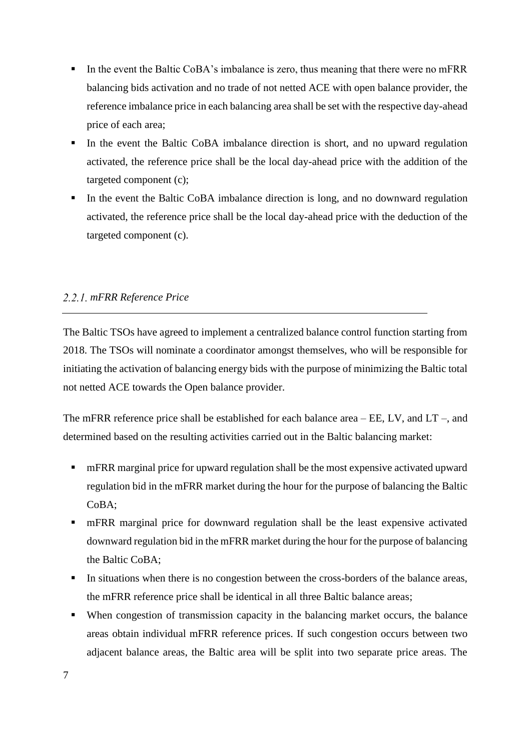- In the event the Baltic CoBA's imbalance is zero, thus meaning that there were no mFRR balancing bids activation and no trade of not netted ACE with open balance provider, the reference imbalance price in each balancing area shall be set with the respective day-ahead price of each area;
- In the event the Baltic CoBA imbalance direction is short, and no upward regulation activated, the reference price shall be the local day-ahead price with the addition of the targeted component (c);
- In the event the Baltic CoBA imbalance direction is long, and no downward regulation activated, the reference price shall be the local day-ahead price with the deduction of the targeted component (c).

### 2.2.1. *mFRR Reference Price*

The Baltic TSOs have agreed to implement a centralized balance control function starting from 2018. The TSOs will nominate a coordinator amongst themselves, who will be responsible for initiating the activation of balancing energy bids with the purpose of minimizing the Baltic total not netted ACE towards the Open balance provider.

The mFRR reference price shall be established for each balance area – EE, LV, and LT –, and determined based on the resulting activities carried out in the Baltic balancing market:

- mFRR marginal price for upward regulation shall be the most expensive activated upward regulation bid in the mFRR market during the hour for the purpose of balancing the Baltic CoBA;
- mFRR marginal price for downward regulation shall be the least expensive activated downward regulation bid in the mFRR market during the hour for the purpose of balancing the Baltic CoBA;
- In situations when there is no congestion between the cross-borders of the balance areas, the mFRR reference price shall be identical in all three Baltic balance areas;
- When congestion of transmission capacity in the balancing market occurs, the balance areas obtain individual mFRR reference prices. If such congestion occurs between two adjacent balance areas, the Baltic area will be split into two separate price areas. The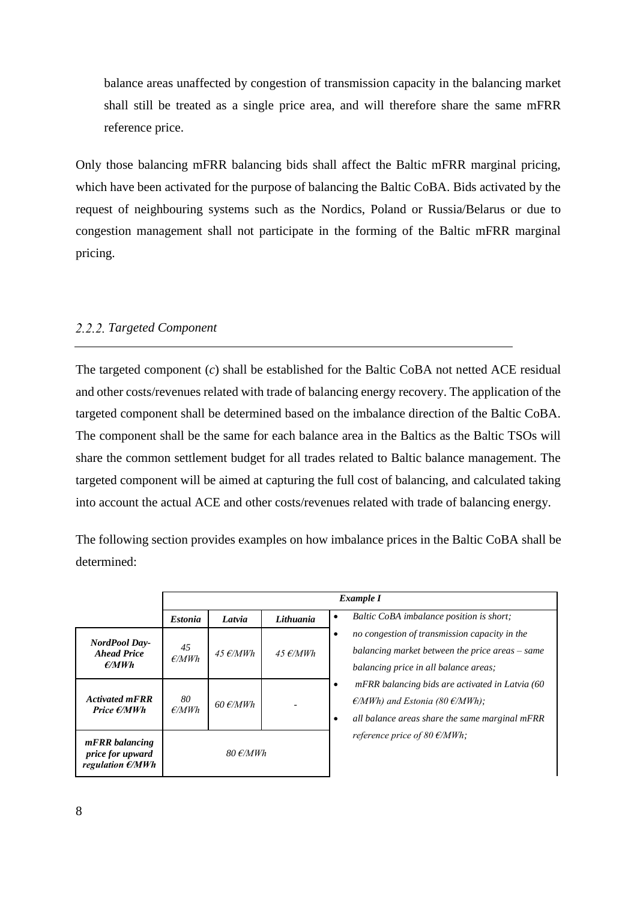balance areas unaffected by congestion of transmission capacity in the balancing market shall still be treated as a single price area, and will therefore share the same mFRR reference price.

Only those balancing mFRR balancing bids shall affect the Baltic mFRR marginal pricing, which have been activated for the purpose of balancing the Baltic CoBA. Bids activated by the request of neighbouring systems such as the Nordics, Poland or Russia/Belarus or due to congestion management shall not participate in the forming of the Baltic mFRR marginal pricing.

### 2.2.2. *Targeted Component*

The targeted component (*c*) shall be established for the Baltic CoBA not netted ACE residual and other costs/revenues related with trade of balancing energy recovery. The application of the targeted component shall be determined based on the imbalance direction of the Baltic CoBA. The component shall be the same for each balance area in the Baltics as the Baltic TSOs will share the common settlement budget for all trades related to Baltic balance management. The targeted component will be aimed at capturing the full cost of balancing, and calculated taking into account the actual ACE and other costs/revenues related with trade of balancing energy.

The following section provides examples on how imbalance prices in the Baltic CoBA shall be determined:

| | ***Example I*** | | | |
|---|---|---|---|---|
| | ***Estonia*** | ***Latvia*** | ***Lithuania*** | • *Baltic CoBA imbalance position is short;*<br>• *no congestion of transmission capacity in the balancing market between the price areas – same balancing price in all balance areas;*<br>• *mFRR balancing bids are activated in Latvia (60 €/MWh) and Estonia (80 €/MWh);*<br>• *all balance areas share the same marginal mFRR reference price of 80 €/MWh;* |
| ***NordPool Day-Ahead Price €/MWh*** | *45 €/MWh* | *45 €/MWh* | *45 €/MWh* | |
| ***Activated mFRR Price €/MWh*** | *80 €/MWh* | *60 €/MWh* | *-* | |
| ***mFRR balancing price for upward regulation €/MWh*** | *80 €/MWh* | | | |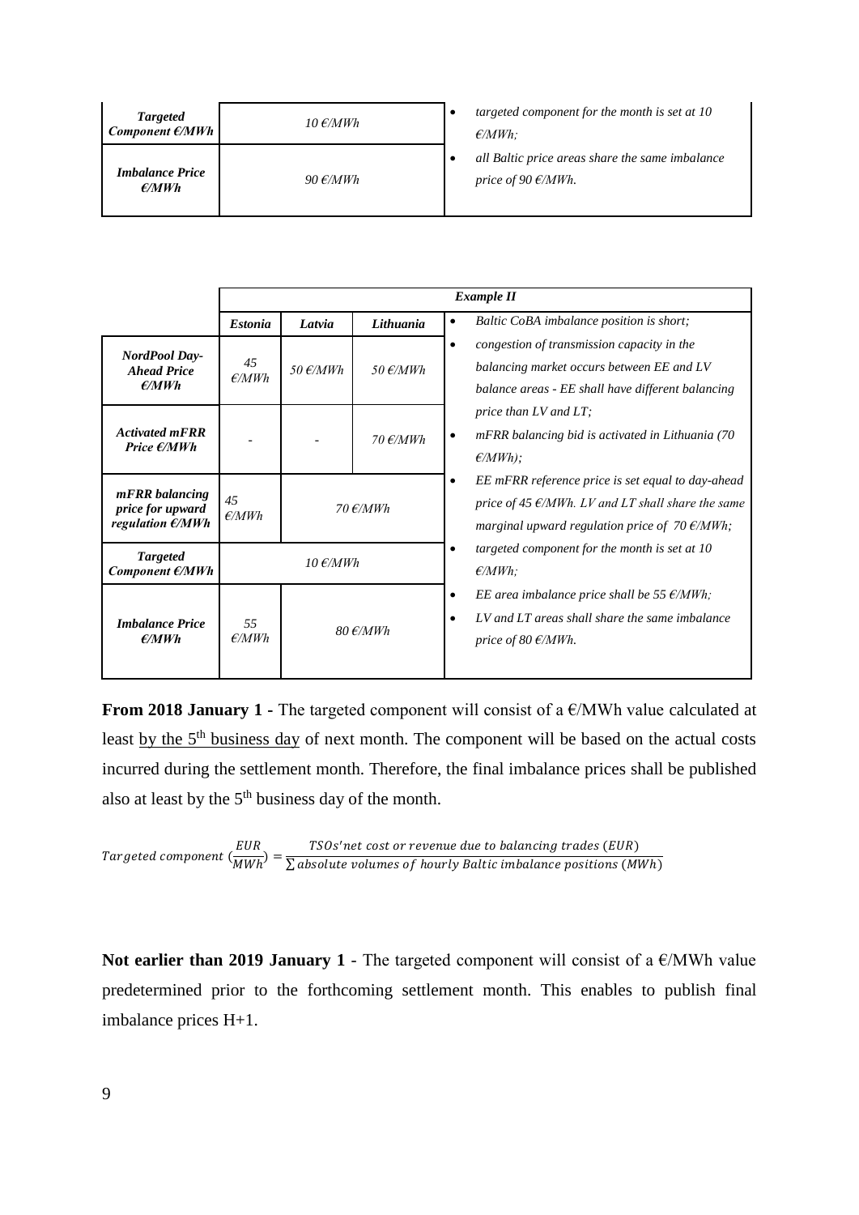| | | | | |
|---|---|---|---|---|
| ***Targeted Component €/MWh*** | *10 €/MWh* | | | • *targeted component for the month is set at 10 €/MWh;* |
| ***Imbalance Price €/MWh*** | *90 €/MWh* | | | • *all Baltic price areas share the same imbalance price of 90 €/MWh.* |

| | ***Example II*** | | | |
|---|---|---|---|---|
| | ***Estonia*** | ***Latvia*** | ***Lithuania*** | • *Baltic CoBA imbalance position is short;* |
| ***NordPool Day-Ahead Price €/MWh*** | *45 €/MWh* | *50 €/MWh* | *50 €/MWh* | • *congestion of transmission capacity in the balancing market occurs between EE and LV balance areas - EE shall have different balancing price than LV and LT;* |
| ***Activated mFRR Price €/MWh*** | - | - | *70 €/MWh* | • *mFRR balancing bid is activated in Lithuania (70 €/MWh);* |
| ***mFRR balancing price for upward regulation €/MWh*** | *45 €/MWh* | *70 €/MWh* | | • *EE mFRR reference price is set equal to day-ahead price of 45 €/MWh. LV and LT shall share the same marginal upward regulation price of 70 €/MWh;* |
| ***Targeted Component €/MWh*** | *10 €/MWh* | | | • *targeted component for the month is set at 10 €/MWh;* |
| ***Imbalance Price €/MWh*** | *55 €/MWh* | *80 €/MWh* | | • *EE area imbalance price shall be 55 €/MWh;* • *LV and LT areas shall share the same imbalance price of 80 €/MWh.* |

**From 2018 January 1** - The targeted component will consist of a €/MWh value calculated at least by the 5th business day of next month. The component will be based on the actual costs incurred during the settlement month. Therefore, the final imbalance prices shall be published also at least by the 5th business day of the month.

$$Targeted\ component\ \left(\frac{EUR}{MWh}\right) = \frac{TSOs'net\ cost\ or\ revenue\ due\ to\ balancing\ trades\ (EUR)}{\sum absolute\ volumes\ of\ hourly\ Baltic\ imbalance\ positions\ (MWh)}$$

**Not earlier than 2019 January 1** - The targeted component will consist of a €/MWh value predetermined prior to the forthcoming settlement month. This enables to publish final imbalance prices H+1.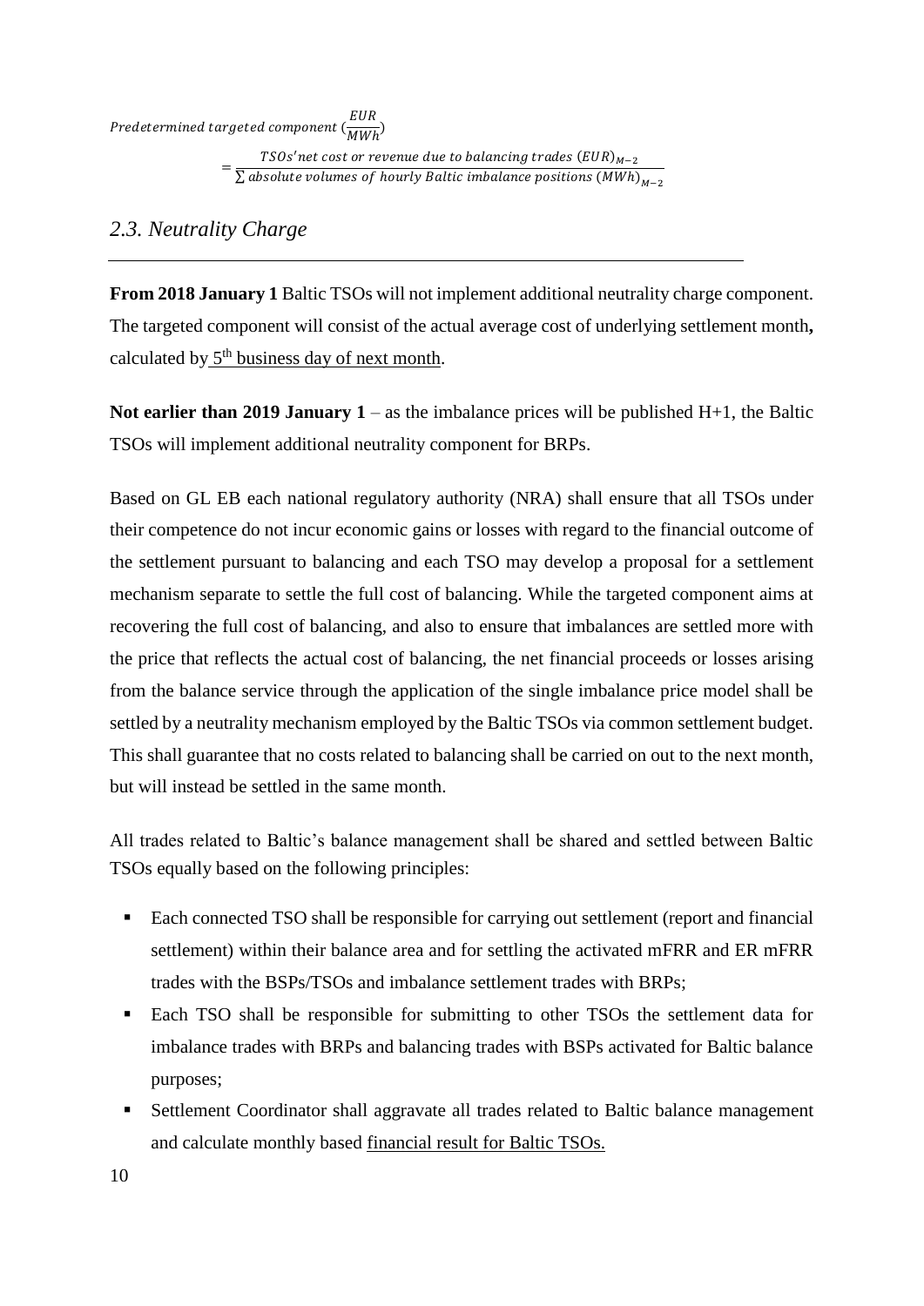$$Predetermined\ targeted\ component\ (\frac{EUR}{MWh}) = \frac{TSOs'net\ cost\ or\ revenue\ due\ to\ balancing\ trades\ (EUR)_{M-2}}{\sum absolute\ volumes\ of\ hourly\ Baltic\ imbalance\ positions\ (MWh)_{M-2}}$$

## *2.3. Neutrality Charge*

**From 2018 January 1** Baltic TSOs will not implement additional neutrality charge component. The targeted component will consist of the actual average cost of underlying settlement month**,** calculated by 5th business day of next month.

**Not earlier than 2019 January 1** – as the imbalance prices will be published H+1, the Baltic TSOs will implement additional neutrality component for BRPs.

Based on GL EB each national regulatory authority (NRA) shall ensure that all TSOs under their competence do not incur economic gains or losses with regard to the financial outcome of the settlement pursuant to balancing and each TSO may develop a proposal for a settlement mechanism separate to settle the full cost of balancing. While the targeted component aims at recovering the full cost of balancing, and also to ensure that imbalances are settled more with the price that reflects the actual cost of balancing, the net financial proceeds or losses arising from the balance service through the application of the single imbalance price model shall be settled by a neutrality mechanism employed by the Baltic TSOs via common settlement budget. This shall guarantee that no costs related to balancing shall be carried on out to the next month, but will instead be settled in the same month.

All trades related to Baltic's balance management shall be shared and settled between Baltic TSOs equally based on the following principles:

- Each connected TSO shall be responsible for carrying out settlement (report and financial settlement) within their balance area and for settling the activated mFRR and ER mFRR trades with the BSPs/TSOs and imbalance settlement trades with BRPs;
- Each TSO shall be responsible for submitting to other TSOs the settlement data for imbalance trades with BRPs and balancing trades with BSPs activated for Baltic balance purposes;
- Settlement Coordinator shall aggravate all trades related to Baltic balance management and calculate monthly based financial result for Baltic TSOs.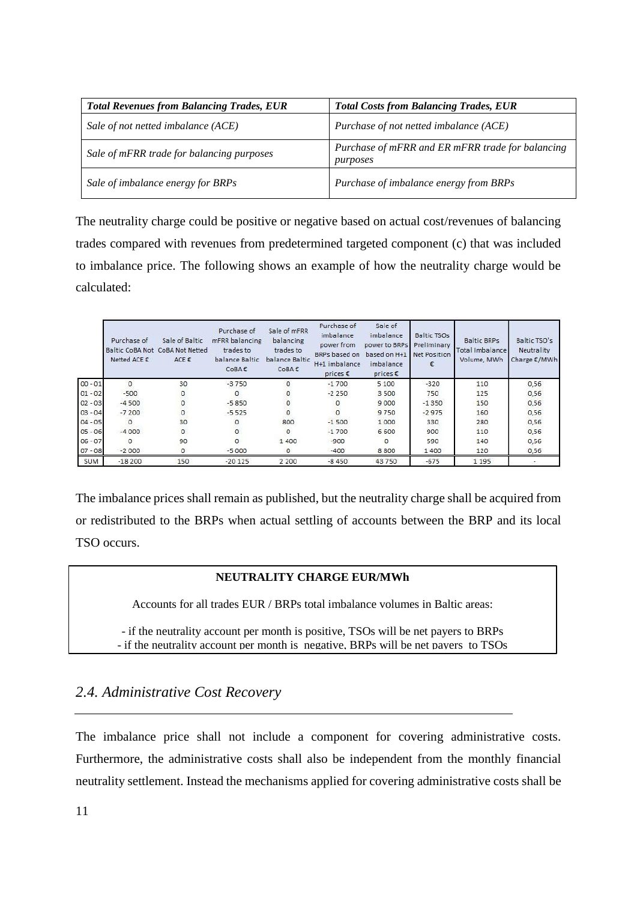| *Total Revenues from Balancing Trades, EUR* | *Total Costs from Balancing Trades, EUR* |
|---|---|
| *Sale of not netted imbalance (ACE)* | *Purchase of not netted imbalance (ACE)* |
| *Sale of mFRR trade for balancing purposes* | *Purchase of mFRR and ER mFRR trade for balancing purposes* |
| *Sale of imbalance energy for BRPs* | *Purchase of imbalance energy from BRPs* |

The neutrality charge could be positive or negative based on actual cost/revenues of balancing trades compared with revenues from predetermined targeted component (c) that was included to imbalance price. The following shows an example of how the neutrality charge would be calculated:

| | Purchase of Baltic CoBA Not Netted ACE € | Sale of Baltic CoBA Not Netted ACE € | Purchase of mFRR balancing trades to balance Baltic CoBA € | Sale of mFRR balancing trades to balance Baltic CoBA € | Purchase of imbalance power from BRPs based on H+1 imbalance prices € | Sale of imbalance power to BRPs based on H+1 imbalance prices € | Baltic TSOs Preliminary Net Position € | Baltic BRPs Total Imbalance Volume, MWh | Baltic TSO's Neutrality Charge €/MWh |
|---|---|---|---|---|---|---|---|---|---|
| 00 - 01 | 0 | 30 | -3 750 | 0 | -1 700 | 5 100 | -320 | 110 | 0,56 |
| 01 - 02 | -500 | 0 | 0 | 0 | -2 250 | 3 500 | 750 | 125 | 0,56 |
| 02 - 03 | -4 500 | 0 | -5 850 | 0 | 0 | 9 000 | -1 350 | 150 | 0,56 |
| 03 - 04 | -7 200 | 0 | -5 525 | 0 | 0 | 9 750 | -2 975 | 160 | 0,56 |
| 04 - 05 | 0 | 30 | 0 | 800 | -1 500 | 1 000 | 330 | 280 | 0,56 |
| 05 - 06 | -4 000 | 0 | 0 | 0 | -1 700 | 6 600 | 900 | 110 | 0,56 |
| 06 - 07 | 0 | 90 | 0 | 1 400 | -900 | 0 | 590 | 140 | 0,56 |
| 07 - 08 | -2 000 | 0 | -5 000 | 0 | -400 | 8 800 | 1 400 | 120 | 0,56 |
| SUM | -18 200 | 150 | -20 125 | 2 200 | -8 450 | 43 750 | -675 | 1 195 | - |

The imbalance prices shall remain as published, but the neutrality charge shall be acquired from or redistributed to the BRPs when actual settling of accounts between the BRP and its local TSO occurs.

> **NEUTRALITY CHARGE EUR/MWh**
>
> Accounts for all trades EUR / BRPs total imbalance volumes in Baltic areas:
>
> - if the neutrality account per month is positive, TSOs will be net payers to BRPs
> - if the neutrality account per month is negative, BRPs will be net payers to TSOs

## *2.4. Administrative Cost Recovery*

The imbalance price shall not include a component for covering administrative costs. Furthermore, the administrative costs shall also be independent from the monthly financial neutrality settlement. Instead the mechanisms applied for covering administrative costs shall be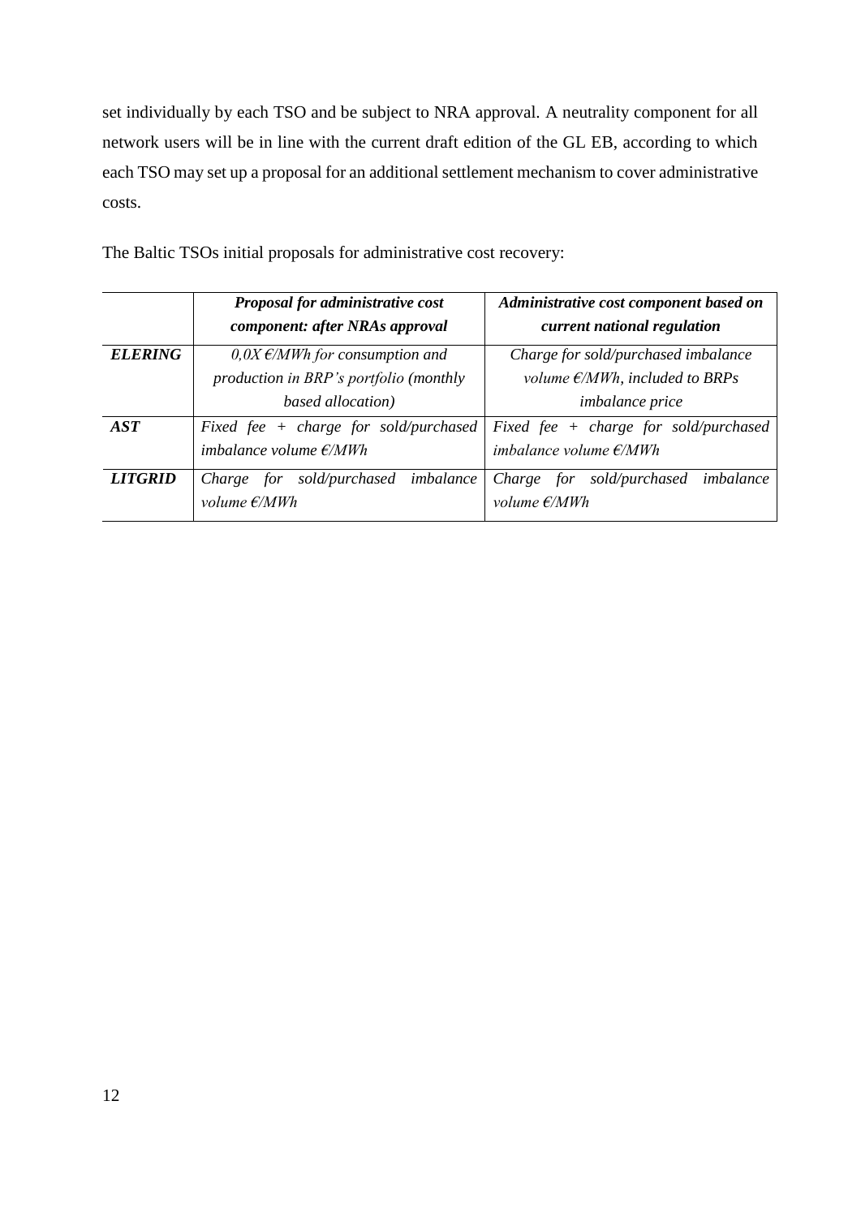set individually by each TSO and be subject to NRA approval. A neutrality component for all network users will be in line with the current draft edition of the GL EB, according to which each TSO may set up a proposal for an additional settlement mechanism to cover administrative costs.

The Baltic TSOs initial proposals for administrative cost recovery:

| | ***Proposal for administrative cost component: after NRAs approval*** | ***Administrative cost component based on current national regulation*** |
|---|---|---|
| ***ELERING*** | *0,0X €/MWh for consumption and production in BRP's portfolio (monthly based allocation)* | *Charge for sold/purchased imbalance volume €/MWh, included to BRPs imbalance price* |
| ***AST*** | *Fixed fee + charge for sold/purchased imbalance volume €/MWh* | *Fixed fee + charge for sold/purchased imbalance volume €/MWh* |
| ***LITGRID*** | *Charge for sold/purchased imbalance volume €/MWh* | *Charge for sold/purchased imbalance volume €/MWh* |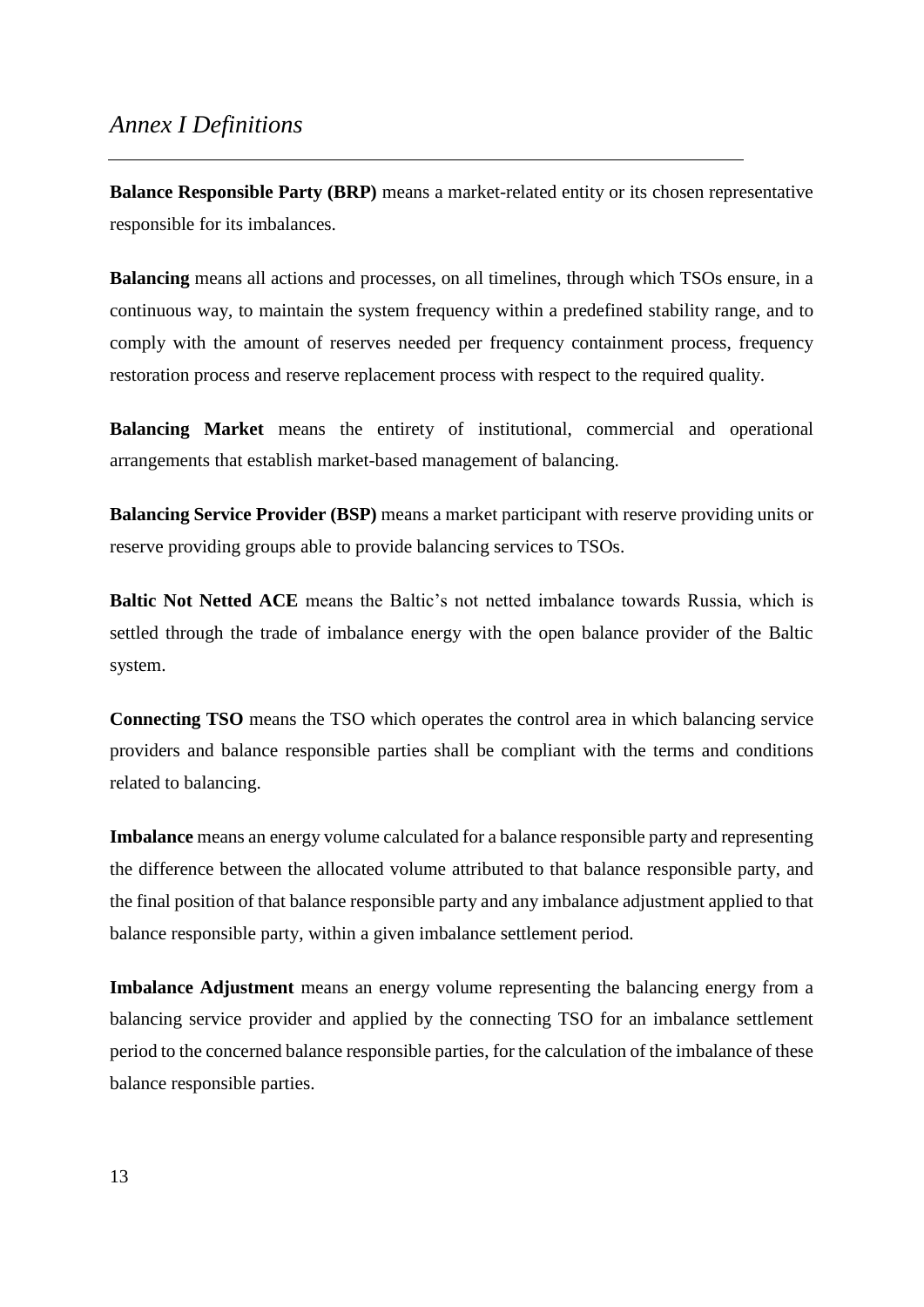# *Annex I Definitions*

**Balance Responsible Party (BRP)** means a market-related entity or its chosen representative responsible for its imbalances.

**Balancing** means all actions and processes, on all timelines, through which TSOs ensure, in a continuous way, to maintain the system frequency within a predefined stability range, and to comply with the amount of reserves needed per frequency containment process, frequency restoration process and reserve replacement process with respect to the required quality.

**Balancing Market** means the entirety of institutional, commercial and operational arrangements that establish market-based management of balancing.

**Balancing Service Provider (BSP)** means a market participant with reserve providing units or reserve providing groups able to provide balancing services to TSOs.

**Baltic Not Netted ACE** means the Baltic's not netted imbalance towards Russia, which is settled through the trade of imbalance energy with the open balance provider of the Baltic system.

**Connecting TSO** means the TSO which operates the control area in which balancing service providers and balance responsible parties shall be compliant with the terms and conditions related to balancing.

**Imbalance** means an energy volume calculated for a balance responsible party and representing the difference between the allocated volume attributed to that balance responsible party, and the final position of that balance responsible party and any imbalance adjustment applied to that balance responsible party, within a given imbalance settlement period.

**Imbalance Adjustment** means an energy volume representing the balancing energy from a balancing service provider and applied by the connecting TSO for an imbalance settlement period to the concerned balance responsible parties, for the calculation of the imbalance of these balance responsible parties.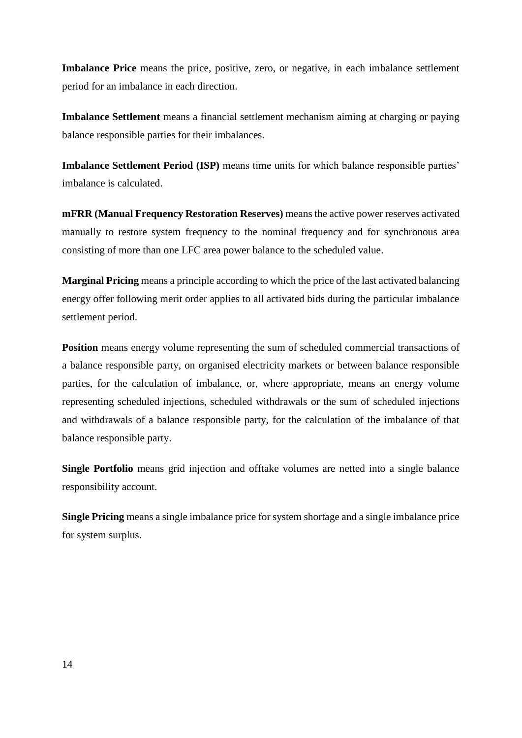**Imbalance Price** means the price, positive, zero, or negative, in each imbalance settlement period for an imbalance in each direction.

**Imbalance Settlement** means a financial settlement mechanism aiming at charging or paying balance responsible parties for their imbalances.

**Imbalance Settlement Period (ISP)** means time units for which balance responsible parties' imbalance is calculated.

**mFRR (Manual Frequency Restoration Reserves)** means the active power reserves activated manually to restore system frequency to the nominal frequency and for synchronous area consisting of more than one LFC area power balance to the scheduled value.

**Marginal Pricing** means a principle according to which the price of the last activated balancing energy offer following merit order applies to all activated bids during the particular imbalance settlement period.

**Position** means energy volume representing the sum of scheduled commercial transactions of a balance responsible party, on organised electricity markets or between balance responsible parties, for the calculation of imbalance, or, where appropriate, means an energy volume representing scheduled injections, scheduled withdrawals or the sum of scheduled injections and withdrawals of a balance responsible party, for the calculation of the imbalance of that balance responsible party.

**Single Portfolio** means grid injection and offtake volumes are netted into a single balance responsibility account.

**Single Pricing** means a single imbalance price for system shortage and a single imbalance price for system surplus.